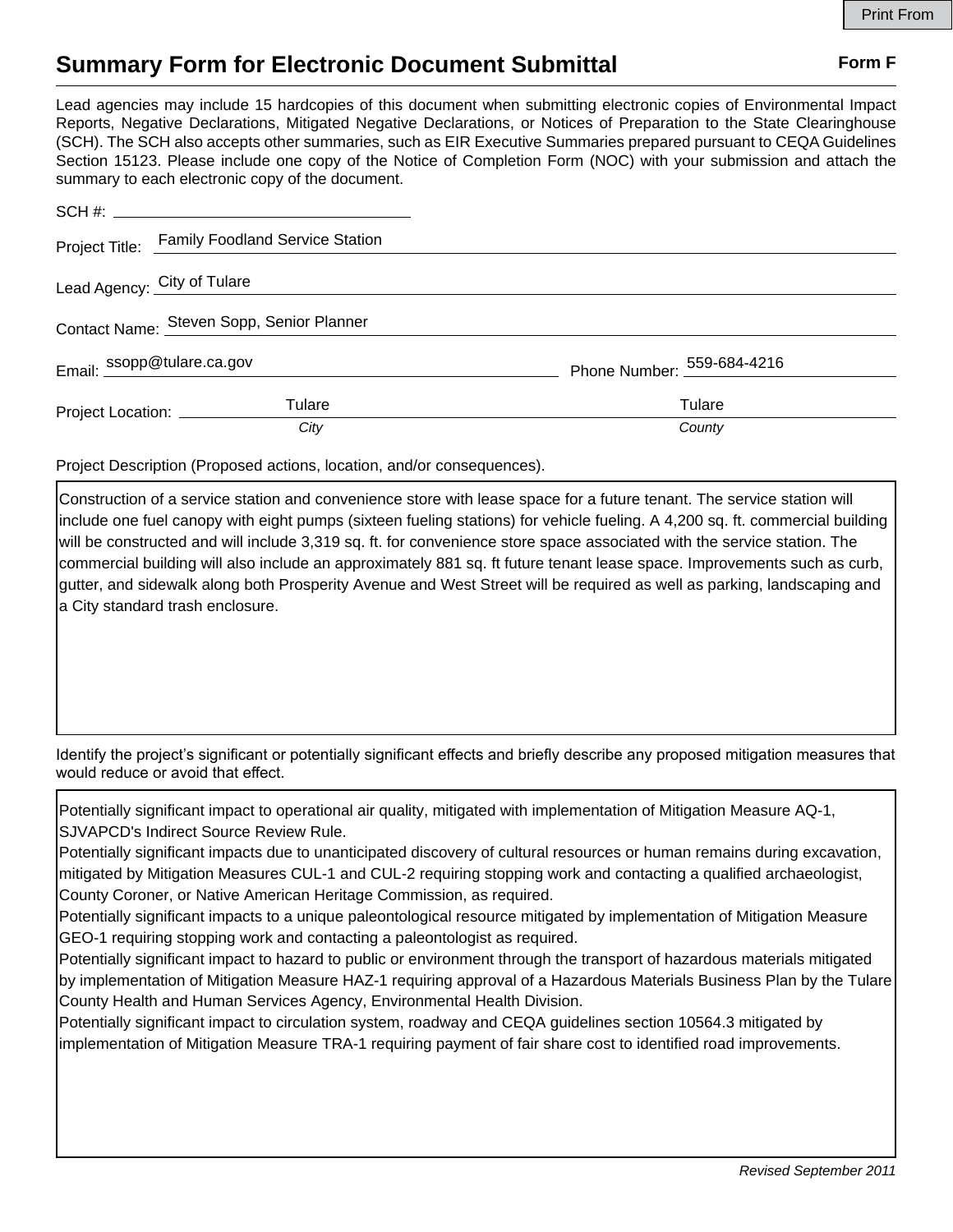# Summary Form for Electronic Document Submittal

**Form F**

Lead agencies may include 15 hardcopies of this document when submitting electronic copies of Environmental Impact Reports, Negative Declarations, Mitigated Negative Declarations, or Notices of Preparation to the State Clearinghouse (SCH). The SCH also accepts other summaries, such as EIR Executive Summaries prepared pursuant to CEQA Guidelines Section 15123. Please include one copy of the Notice of Completion Form (NOC) with your submission and attach the summary to each electronic copy of the document.

SCH #: 

Project Title: Family Foodland Service Station

Lead Agency: City of Tulare

Contact Name: Steven Sopp, Senior Planner

Email: ssopp@tulare.ca.gov    Phone Number: 559-684-4216

Project Location: Tulare (*City*)    Tulare (*County*)

Project Description (Proposed actions, location, and/or consequences).

Construction of a service station and convenience store with lease space for a future tenant. The service station will include one fuel canopy with eight pumps (sixteen fueling stations) for vehicle fueling. A 4,200 sq. ft. commercial building will be constructed and will include 3,319 sq. ft. for convenience store space associated with the service station. The commercial building will also include an approximately 881 sq. ft future tenant lease space. Improvements such as curb, gutter, and sidewalk along both Prosperity Avenue and West Street will be required as well as parking, landscaping and a City standard trash enclosure.

Identify the project's significant or potentially significant effects and briefly describe any proposed mitigation measures that would reduce or avoid that effect.

Potentially significant impact to operational air quality, mitigated with implementation of Mitigation Measure AQ-1, SJVAPCD's Indirect Source Review Rule.
Potentially significant impacts due to unanticipated discovery of cultural resources or human remains during excavation, mitigated by Mitigation Measures CUL-1 and CUL-2 requiring stopping work and contacting a qualified archaeologist, County Coroner, or Native American Heritage Commission, as required.
Potentially significant impacts to a unique paleontological resource mitigated by implementation of Mitigation Measure GEO-1 requiring stopping work and contacting a paleontologist as required.
Potentially significant impact to hazard to public or environment through the transport of hazardous materials mitigated by implementation of Mitigation Measure HAZ-1 requiring approval of a Hazardous Materials Business Plan by the Tulare County Health and Human Services Agency, Environmental Health Division.
Potentially significant impact to circulation system, roadway and CEQA guidelines section 10564.3 mitigated by implementation of Mitigation Measure TRA-1 requiring payment of fair share cost to identified road improvements.

*Revised September 2011*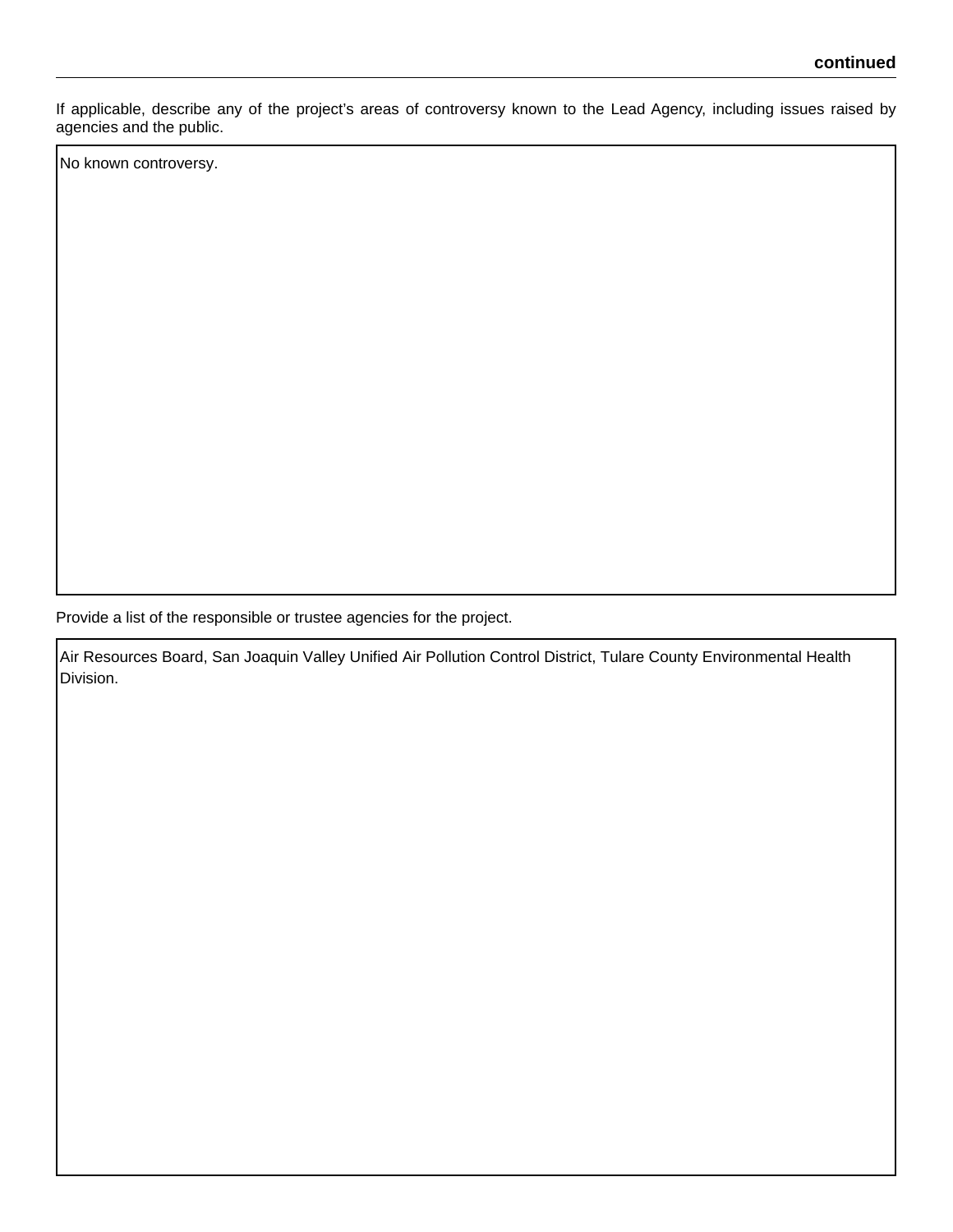**continued**

If applicable, describe any of the project's areas of controversy known to the Lead Agency, including issues raised by agencies and the public.

No known controversy.

Provide a list of the responsible or trustee agencies for the project.

Air Resources Board, San Joaquin Valley Unified Air Pollution Control District, Tulare County Environmental Health Division.